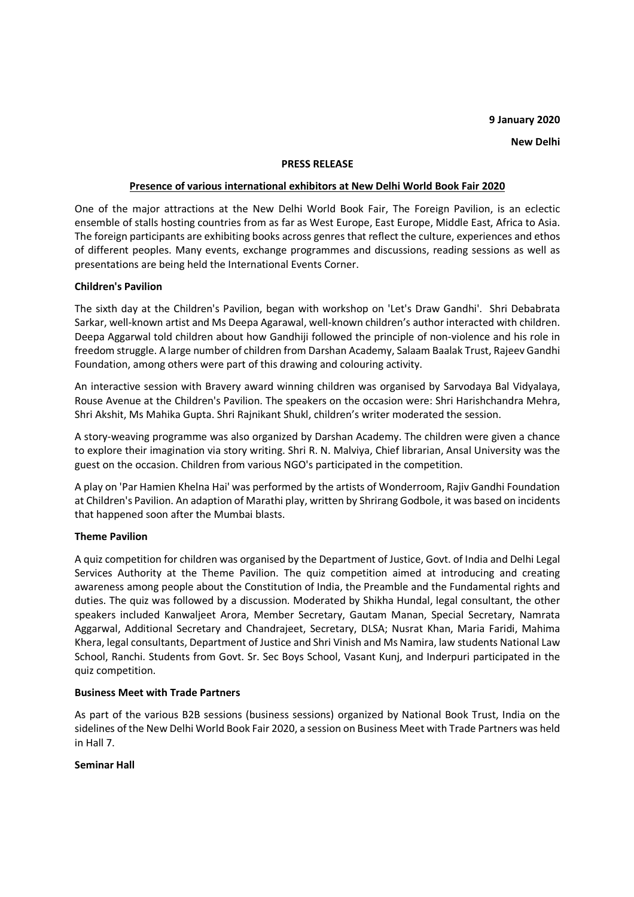**9 January 2020**

**New Delhi**

**PRESS RELEASE**

**Presence of various international exhibitors at New Delhi World Book Fair 2020**

One of the major attractions at the New Delhi World Book Fair, The Foreign Pavilion, is an eclectic ensemble of stalls hosting countries from as far as West Europe, East Europe, Middle East, Africa to Asia. The foreign participants are exhibiting books across genres that reflect the culture, experiences and ethos of different peoples. Many events, exchange programmes and discussions, reading sessions as well as presentations are being held the International Events Corner.

**Children's Pavilion**

The sixth day at the Children's Pavilion, began with workshop on 'Let's Draw Gandhi'. Shri Debabrata Sarkar, well-known artist and Ms Deepa Agarawal, well-known children's author interacted with children. Deepa Aggarwal told children about how Gandhiji followed the principle of non-violence and his role in freedom struggle. A large number of children from Darshan Academy, Salaam Baalak Trust, Rajeev Gandhi Foundation, among others were part of this drawing and colouring activity.

An interactive session with Bravery award winning children was organised by Sarvodaya Bal Vidyalaya, Rouse Avenue at the Children's Pavilion. The speakers on the occasion were: Shri Harishchandra Mehra, Shri Akshit, Ms Mahika Gupta. Shri Rajnikant Shukl, children's writer moderated the session.

A story-weaving programme was also organized by Darshan Academy. The children were given a chance to explore their imagination via story writing. Shri R. N. Malviya, Chief librarian, Ansal University was the guest on the occasion. Children from various NGO's participated in the competition.

A play on 'Par Hamien Khelna Hai' was performed by the artists of Wonderroom, Rajiv Gandhi Foundation at Children's Pavilion. An adaption of Marathi play, written by Shrirang Godbole, it was based on incidents that happened soon after the Mumbai blasts.

**Theme Pavilion**

A quiz competition for children was organised by the Department of Justice, Govt. of India and Delhi Legal Services Authority at the Theme Pavilion. The quiz competition aimed at introducing and creating awareness among people about the Constitution of India, the Preamble and the Fundamental rights and duties. The quiz was followed by a discussion. Moderated by Shikha Hundal, legal consultant, the other speakers included Kanwaljeet Arora, Member Secretary, Gautam Manan, Special Secretary, Namrata Aggarwal, Additional Secretary and Chandrajeet, Secretary, DLSA; Nusrat Khan, Maria Faridi, Mahima Khera, legal consultants, Department of Justice and Shri Vinish and Ms Namira, law students National Law School, Ranchi. Students from Govt. Sr. Sec Boys School, Vasant Kunj, and Inderpuri participated in the quiz competition.

**Business Meet with Trade Partners**

As part of the various B2B sessions (business sessions) organized by National Book Trust, India on the sidelines of the New Delhi World Book Fair 2020, a session on Business Meet with Trade Partners was held in Hall 7.

**Seminar Hall**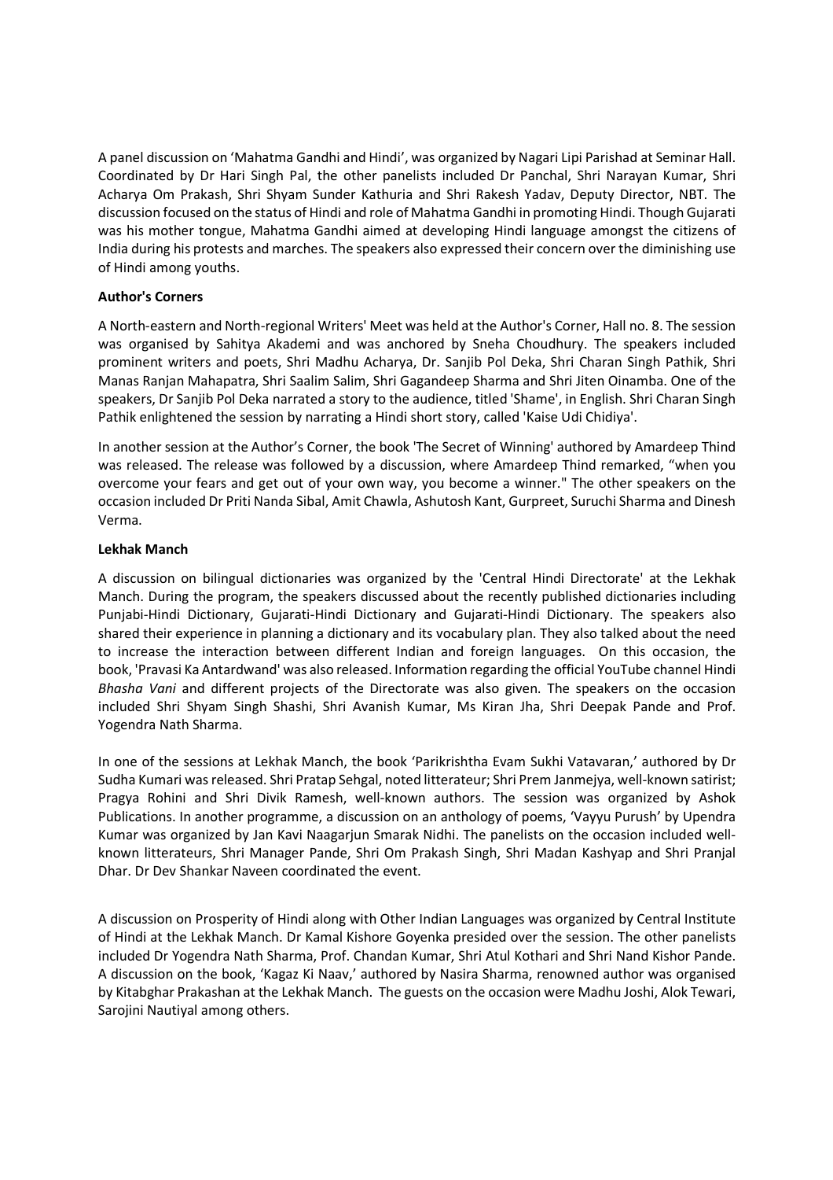A panel discussion on 'Mahatma Gandhi and Hindi', was organized by Nagari Lipi Parishad at Seminar Hall. Coordinated by Dr Hari Singh Pal, the other panelists included Dr Panchal, Shri Narayan Kumar, Shri Acharya Om Prakash, Shri Shyam Sunder Kathuria and Shri Rakesh Yadav, Deputy Director, NBT. The discussion focused on the status of Hindi and role of Mahatma Gandhi in promoting Hindi. Though Gujarati was his mother tongue, Mahatma Gandhi aimed at developing Hindi language amongst the citizens of India during his protests and marches. The speakers also expressed their concern over the diminishing use of Hindi among youths.

**Author's Corners**

A North-eastern and North-regional Writers' Meet was held at the Author's Corner, Hall no. 8. The session was organised by Sahitya Akademi and was anchored by Sneha Choudhury. The speakers included prominent writers and poets, Shri Madhu Acharya, Dr. Sanjib Pol Deka, Shri Charan Singh Pathik, Shri Manas Ranjan Mahapatra, Shri Saalim Salim, Shri Gagandeep Sharma and Shri Jiten Oinamba. One of the speakers, Dr Sanjib Pol Deka narrated a story to the audience, titled 'Shame', in English. Shri Charan Singh Pathik enlightened the session by narrating a Hindi short story, called 'Kaise Udi Chidiya'.

In another session at the Author's Corner, the book 'The Secret of Winning' authored by Amardeep Thind was released. The release was followed by a discussion, where Amardeep Thind remarked, "when you overcome your fears and get out of your own way, you become a winner." The other speakers on the occasion included Dr Priti Nanda Sibal, Amit Chawla, Ashutosh Kant, Gurpreet, Suruchi Sharma and Dinesh Verma.

**Lekhak Manch**

A discussion on bilingual dictionaries was organized by the 'Central Hindi Directorate' at the Lekhak Manch. During the program, the speakers discussed about the recently published dictionaries including Punjabi-Hindi Dictionary, Gujarati-Hindi Dictionary and Gujarati-Hindi Dictionary. The speakers also shared their experience in planning a dictionary and its vocabulary plan. They also talked about the need to increase the interaction between different Indian and foreign languages. On this occasion, the book, 'Pravasi Ka Antardwand' was also released. Information regarding the official YouTube channel Hindi *Bhasha Vani* and different projects of the Directorate was also given. The speakers on the occasion included Shri Shyam Singh Shashi, Shri Avanish Kumar, Ms Kiran Jha, Shri Deepak Pande and Prof. Yogendra Nath Sharma.

In one of the sessions at Lekhak Manch, the book 'Parikrishtha Evam Sukhi Vatavaran,' authored by Dr Sudha Kumari was released. Shri Pratap Sehgal, noted litterateur; Shri Prem Janmejya, well-known satirist; Pragya Rohini and Shri Divik Ramesh, well-known authors. The session was organized by Ashok Publications. In another programme, a discussion on an anthology of poems, 'Vayyu Purush' by Upendra Kumar was organized by Jan Kavi Naagarjun Smarak Nidhi. The panelists on the occasion included well-known litterateurs, Shri Manager Pande, Shri Om Prakash Singh, Shri Madan Kashyap and Shri Pranjal Dhar. Dr Dev Shankar Naveen coordinated the event.

A discussion on Prosperity of Hindi along with Other Indian Languages was organized by Central Institute of Hindi at the Lekhak Manch. Dr Kamal Kishore Goyenka presided over the session. The other panelists included Dr Yogendra Nath Sharma, Prof. Chandan Kumar, Shri Atul Kothari and Shri Nand Kishor Pande. A discussion on the book, 'Kagaz Ki Naav,' authored by Nasira Sharma, renowned author was organised by Kitabghar Prakashan at the Lekhak Manch. The guests on the occasion were Madhu Joshi, Alok Tewari, Sarojini Nautiyal among others.